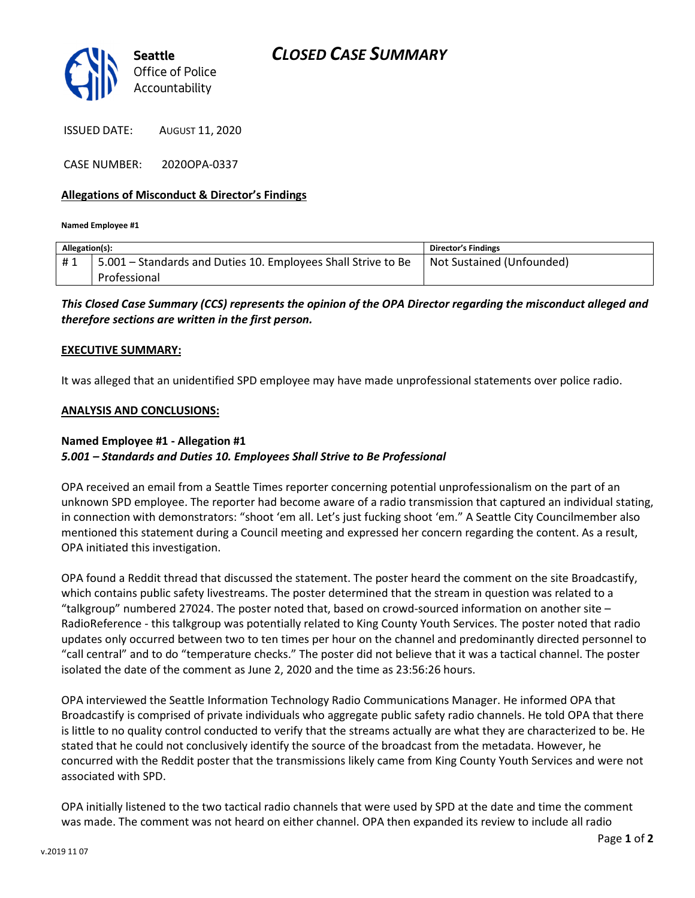**Seattle** Office of Police Accountability

# *CLOSED CASE SUMMARY*

ISSUED DATE: AUGUST 11, 2020

CASE NUMBER: 2020OPA-0337

**Allegations of Misconduct & Director's Findings**

**Named Employee #1**

| Allegation(s): | | Director's Findings |
|---|---|---|
| # 1 | 5.001 – Standards and Duties 10. Employees Shall Strive to Be Professional | Not Sustained (Unfounded) |

***This Closed Case Summary (CCS) represents the opinion of the OPA Director regarding the misconduct alleged and therefore sections are written in the first person.***

**EXECUTIVE SUMMARY:**

It was alleged that an unidentified SPD employee may have made unprofessional statements over police radio.

**ANALYSIS AND CONCLUSIONS:**

**Named Employee #1 - Allegation #1**
***5.001 – Standards and Duties 10. Employees Shall Strive to Be Professional***

OPA received an email from a Seattle Times reporter concerning potential unprofessionalism on the part of an unknown SPD employee. The reporter had become aware of a radio transmission that captured an individual stating, in connection with demonstrators: "shoot 'em all. Let's just fucking shoot 'em." A Seattle City Councilmember also mentioned this statement during a Council meeting and expressed her concern regarding the content. As a result, OPA initiated this investigation.

OPA found a Reddit thread that discussed the statement. The poster heard the comment on the site Broadcastify, which contains public safety livestreams. The poster determined that the stream in question was related to a "talkgroup" numbered 27024. The poster noted that, based on crowd-sourced information on another site – RadioReference - this talkgroup was potentially related to King County Youth Services. The poster noted that radio updates only occurred between two to ten times per hour on the channel and predominantly directed personnel to "call central" and to do "temperature checks." The poster did not believe that it was a tactical channel. The poster isolated the date of the comment as June 2, 2020 and the time as 23:56:26 hours.

OPA interviewed the Seattle Information Technology Radio Communications Manager. He informed OPA that Broadcastify is comprised of private individuals who aggregate public safety radio channels. He told OPA that there is little to no quality control conducted to verify that the streams actually are what they are characterized to be. He stated that he could not conclusively identify the source of the broadcast from the metadata. However, he concurred with the Reddit poster that the transmissions likely came from King County Youth Services and were not associated with SPD.

OPA initially listened to the two tactical radio channels that were used by SPD at the date and time the comment was made. The comment was not heard on either channel. OPA then expanded its review to include all radio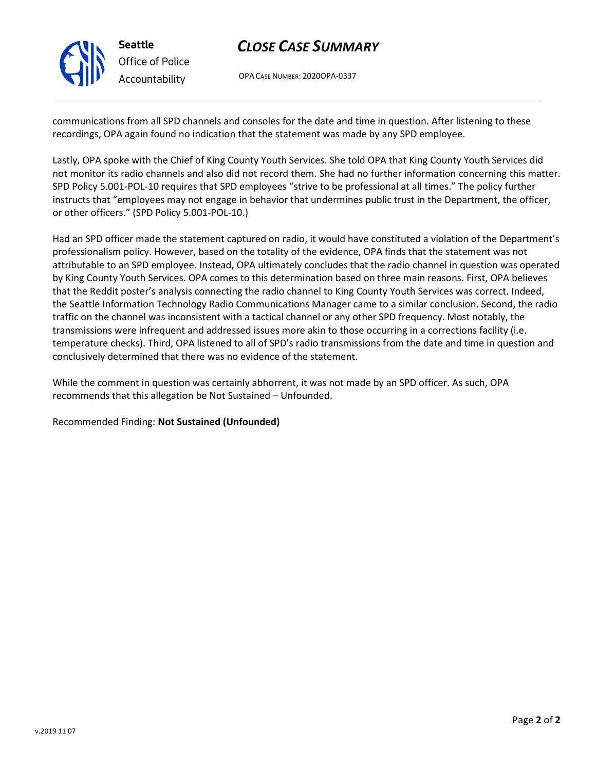communications from all SPD channels and consoles for the date and time in question. After listening to these recordings, OPA again found no indication that the statement was made by any SPD employee.

Lastly, OPA spoke with the Chief of King County Youth Services. She told OPA that King County Youth Services did not monitor its radio channels and also did not record them. She had no further information concerning this matter. SPD Policy 5.001-POL-10 requires that SPD employees "strive to be professional at all times." The policy further instructs that "employees may not engage in behavior that undermines public trust in the Department, the officer, or other officers." (SPD Policy 5.001-POL-10.)

Had an SPD officer made the statement captured on radio, it would have constituted a violation of the Department's professionalism policy. However, based on the totality of the evidence, OPA finds that the statement was not attributable to an SPD employee. Instead, OPA ultimately concludes that the radio channel in question was operated by King County Youth Services. OPA comes to this determination based on three main reasons. First, OPA believes that the Reddit poster's analysis connecting the radio channel to King County Youth Services was correct. Indeed, the Seattle Information Technology Radio Communications Manager came to a similar conclusion. Second, the radio traffic on the channel was inconsistent with a tactical channel or any other SPD frequency. Most notably, the transmissions were infrequent and addressed issues more akin to those occurring in a corrections facility (i.e. temperature checks). Third, OPA listened to all of SPD's radio transmissions from the date and time in question and conclusively determined that there was no evidence of the statement.

While the comment in question was certainly abhorrent, it was not made by an SPD officer. As such, OPA recommends that this allegation be Not Sustained – Unfounded.

Recommended Finding: **Not Sustained (Unfounded)**